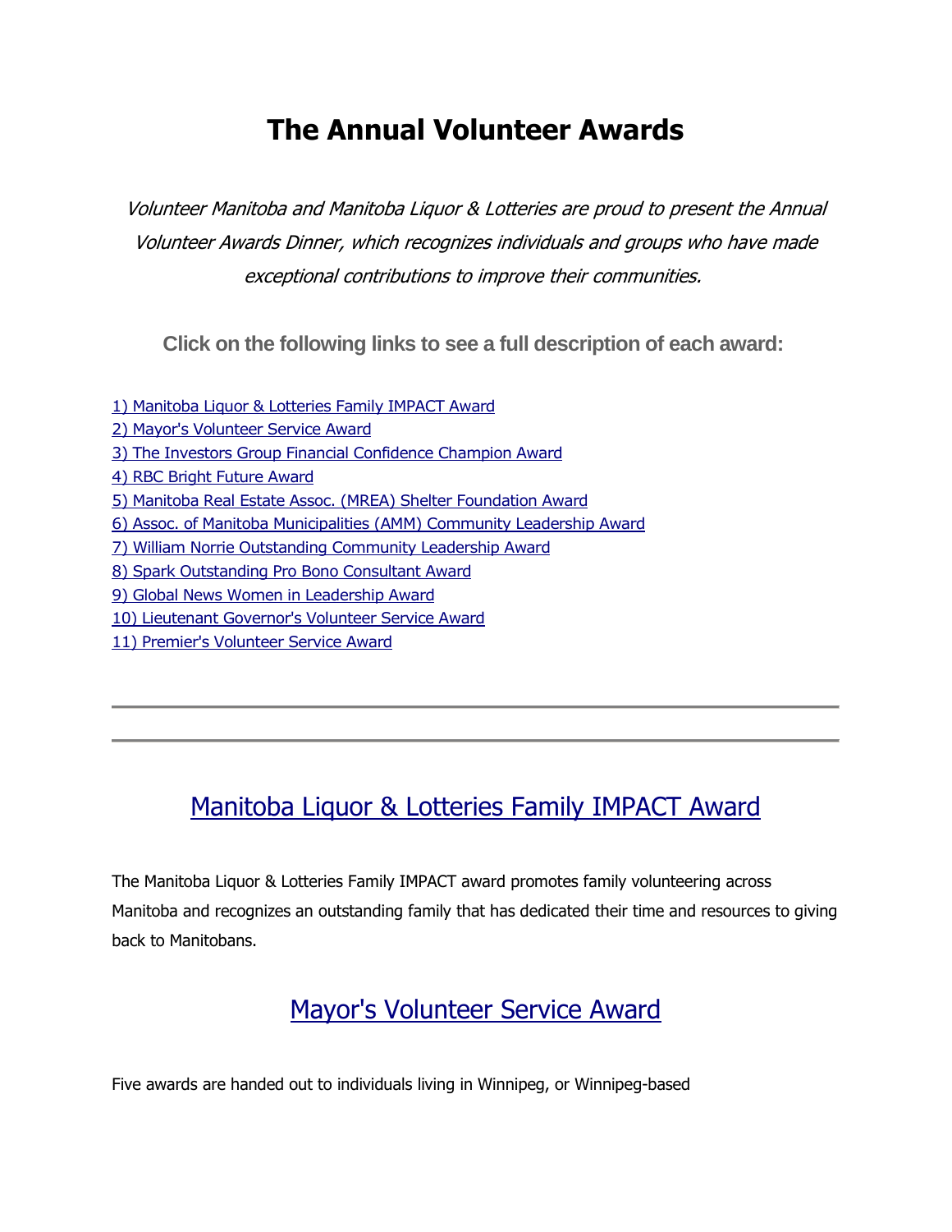# The Annual Volunteer Awards

*Volunteer Manitoba and Manitoba Liquor & Lotteries are proud to present the Annual Volunteer Awards Dinner, which recognizes individuals and groups who have made exceptional contributions to improve their communities.*

**Click on the following links to see a full description of each award:**

1) Manitoba Liquor & Lotteries Family IMPACT Award
2) Mayor's Volunteer Service Award
3) The Investors Group Financial Confidence Champion Award
4) RBC Bright Future Award
5) Manitoba Real Estate Assoc. (MREA) Shelter Foundation Award
6) Assoc. of Manitoba Municipalities (AMM) Community Leadership Award
7) William Norrie Outstanding Community Leadership Award
8) Spark Outstanding Pro Bono Consultant Award
9) Global News Women in Leadership Award
10) Lieutenant Governor's Volunteer Service Award
11) Premier's Volunteer Service Award

---

---

## Manitoba Liquor & Lotteries Family IMPACT Award

The Manitoba Liquor & Lotteries Family IMPACT award promotes family volunteering across Manitoba and recognizes an outstanding family that has dedicated their time and resources to giving back to Manitobans.

## Mayor's Volunteer Service Award

Five awards are handed out to individuals living in Winnipeg, or Winnipeg-based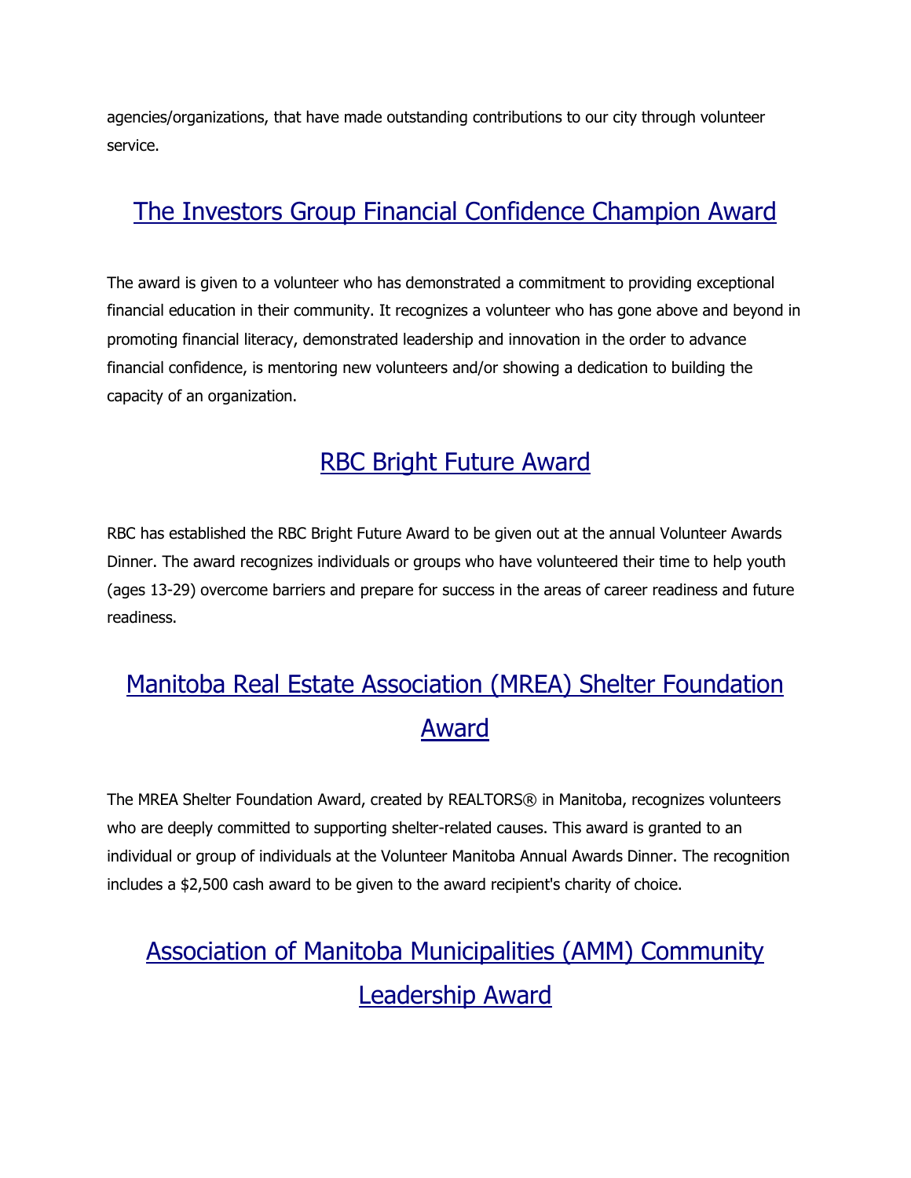agencies/organizations, that have made outstanding contributions to our city through volunteer service.

## The Investors Group Financial Confidence Champion Award

The award is given to a volunteer who has demonstrated a commitment to providing exceptional financial education in their community. It recognizes a volunteer who has gone above and beyond in promoting financial literacy, demonstrated leadership and innovation in the order to advance financial confidence, is mentoring new volunteers and/or showing a dedication to building the capacity of an organization.

## RBC Bright Future Award

RBC has established the RBC Bright Future Award to be given out at the annual Volunteer Awards Dinner. The award recognizes individuals or groups who have volunteered their time to help youth (ages 13-29) overcome barriers and prepare for success in the areas of career readiness and future readiness.

## Manitoba Real Estate Association (MREA) Shelter Foundation Award

The MREA Shelter Foundation Award, created by REALTORS® in Manitoba, recognizes volunteers who are deeply committed to supporting shelter-related causes. This award is granted to an individual or group of individuals at the Volunteer Manitoba Annual Awards Dinner. The recognition includes a $2,500 cash award to be given to the award recipient's charity of choice.

## Association of Manitoba Municipalities (AMM) Community Leadership Award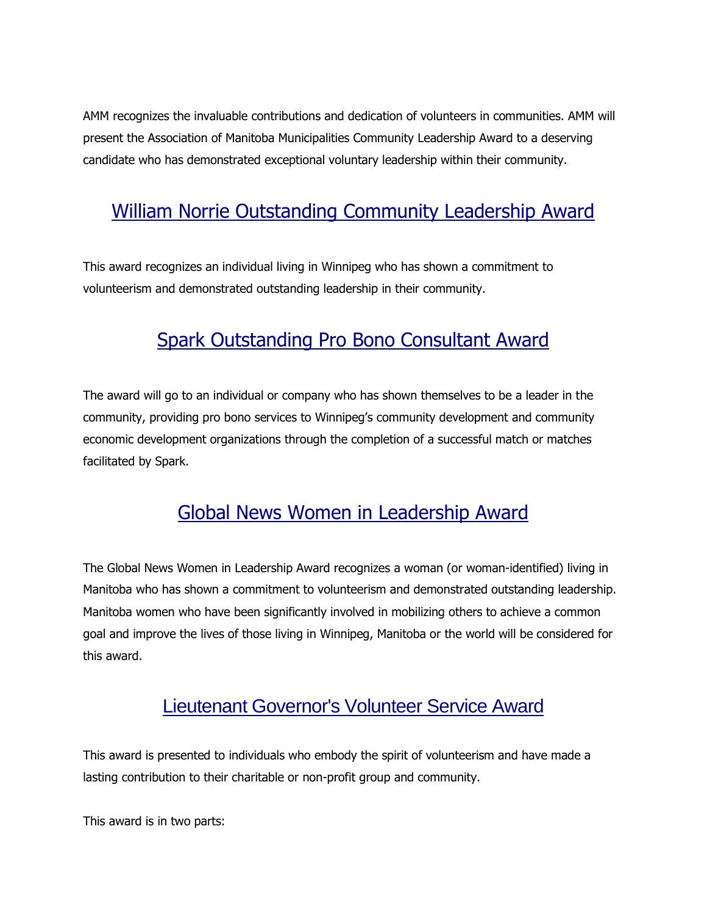AMM recognizes the invaluable contributions and dedication of volunteers in communities. AMM will present the Association of Manitoba Municipalities Community Leadership Award to a deserving candidate who has demonstrated exceptional voluntary leadership within their community.

## William Norrie Outstanding Community Leadership Award

This award recognizes an individual living in Winnipeg who has shown a commitment to volunteerism and demonstrated outstanding leadership in their community.

## Spark Outstanding Pro Bono Consultant Award

The award will go to an individual or company who has shown themselves to be a leader in the community, providing pro bono services to Winnipeg's community development and community economic development organizations through the completion of a successful match or matches facilitated by Spark.

## Global News Women in Leadership Award

The Global News Women in Leadership Award recognizes a woman (or woman-identified) living in Manitoba who has shown a commitment to volunteerism and demonstrated outstanding leadership. Manitoba women who have been significantly involved in mobilizing others to achieve a common goal and improve the lives of those living in Winnipeg, Manitoba or the world will be considered for this award.

## Lieutenant Governor's Volunteer Service Award

This award is presented to individuals who embody the spirit of volunteerism and have made a lasting contribution to their charitable or non-profit group and community.

This award is in two parts: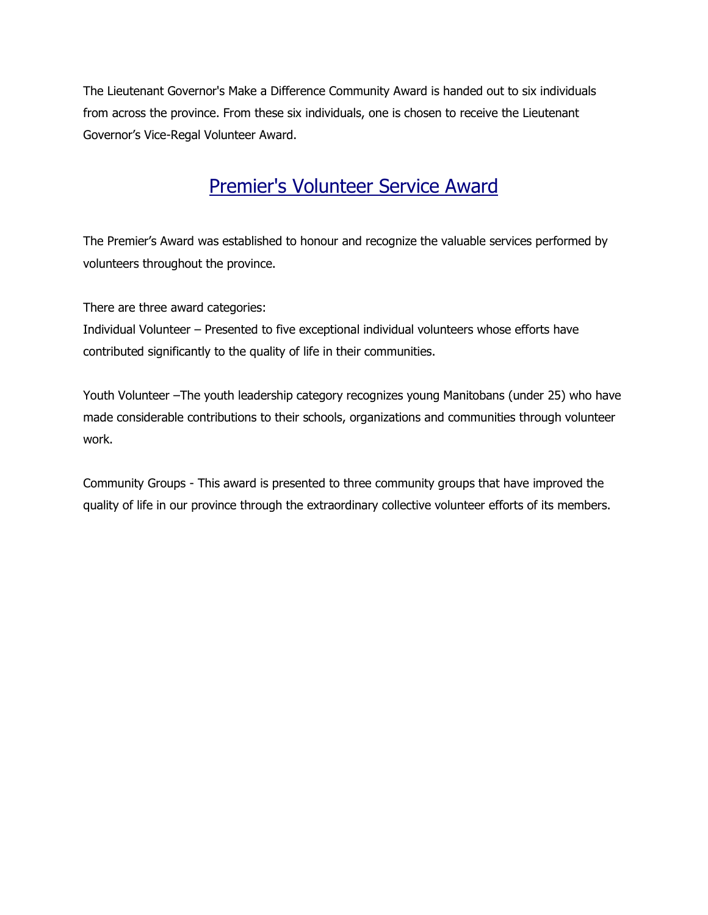The Lieutenant Governor's Make a Difference Community Award is handed out to six individuals from across the province. From these six individuals, one is chosen to receive the Lieutenant Governor's Vice-Regal Volunteer Award.

## Premier's Volunteer Service Award

The Premier's Award was established to honour and recognize the valuable services performed by volunteers throughout the province.

There are three award categories:
Individual Volunteer – Presented to five exceptional individual volunteers whose efforts have contributed significantly to the quality of life in their communities.

Youth Volunteer –The youth leadership category recognizes young Manitobans (under 25) who have made considerable contributions to their schools, organizations and communities through volunteer work.

Community Groups - This award is presented to three community groups that have improved the quality of life in our province through the extraordinary collective volunteer efforts of its members.